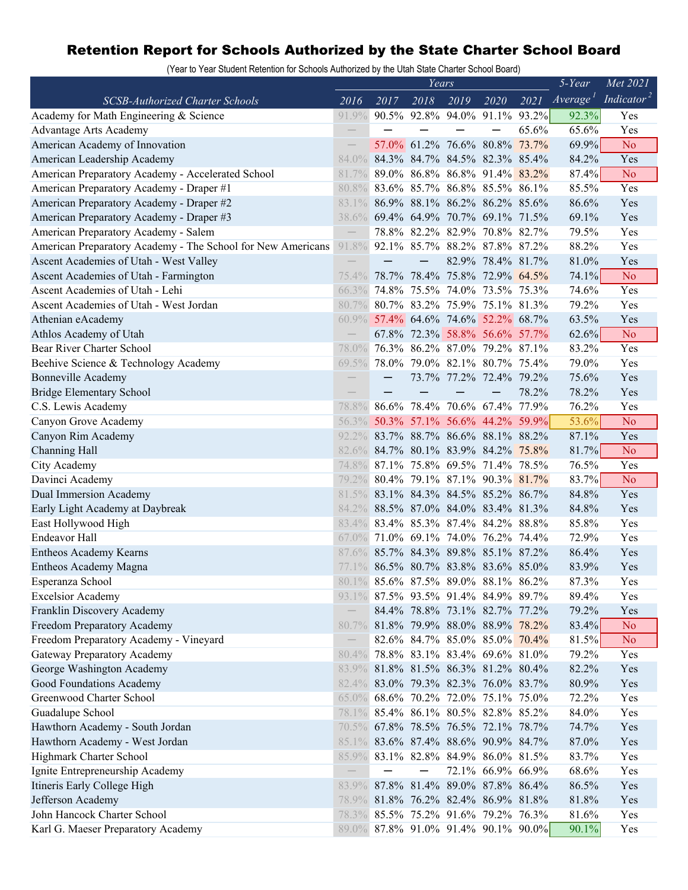# Retention Report for Schools Authorized by the State Charter School Board

(Year to Year Student Retention for Schools Authorized by the Utah State Charter School Board)

| | Years | | | | | | 5-Year | Met 2021 |
|---|---|---|---|---|---|---|---|---|
| SCSB-Authorized Charter Schools | 2016 | 2017 | 2018 | 2019 | 2020 | 2021 | Average[1] | Indicator[2] |
| Academy for Math Engineering & Science | 91.9% | 90.5% | 92.8% | 94.0% | 91.1% | 93.2% | 92.3% | Yes |
| Advantage Arts Academy | — | — | — | — | — | 65.6% | 65.6% | Yes |
| American Academy of Innovation | — | 57.0% | 61.2% | 76.6% | 80.8% | 73.7% | 69.9% | No |
| American Leadership Academy | 84.0% | 84.3% | 84.7% | 84.5% | 82.3% | 85.4% | 84.2% | Yes |
| American Preparatory Academy - Accelerated School | 81.7% | 89.0% | 86.8% | 86.8% | 91.4% | 83.2% | 87.4% | No |
| American Preparatory Academy - Draper #1 | 80.8% | 83.6% | 85.7% | 86.8% | 85.5% | 86.1% | 85.5% | Yes |
| American Preparatory Academy - Draper #2 | 83.1% | 86.9% | 88.1% | 86.2% | 86.2% | 85.6% | 86.6% | Yes |
| American Preparatory Academy - Draper #3 | 38.6% | 69.4% | 64.9% | 70.7% | 69.1% | 71.5% | 69.1% | Yes |
| American Preparatory Academy - Salem | — | 78.8% | 82.2% | 82.9% | 70.8% | 82.7% | 79.5% | Yes |
| American Preparatory Academy - The School for New Americans | 91.8% | 92.1% | 85.7% | 88.2% | 87.8% | 87.2% | 88.2% | Yes |
| Ascent Academies of Utah - West Valley | — | — | — | 82.9% | 78.4% | 81.7% | 81.0% | Yes |
| Ascent Academies of Utah - Farmington | 75.4% | 78.7% | 78.4% | 75.8% | 72.9% | 64.5% | 74.1% | No |
| Ascent Academies of Utah - Lehi | 66.3% | 74.8% | 75.5% | 74.0% | 73.5% | 75.3% | 74.6% | Yes |
| Ascent Academies of Utah - West Jordan | 80.7% | 80.7% | 83.2% | 75.9% | 75.1% | 81.3% | 79.2% | Yes |
| Athenian eAcademy | 60.9% | 57.4% | 64.6% | 74.6% | 52.2% | 68.7% | 63.5% | Yes |
| Athlos Academy of Utah | — | 67.8% | 72.3% | 58.8% | 56.6% | 57.7% | 62.6% | No |
| Bear River Charter School | 78.0% | 76.3% | 86.2% | 87.0% | 79.2% | 87.1% | 83.2% | Yes |
| Beehive Science & Technology Academy | 69.5% | 78.0% | 79.0% | 82.1% | 80.7% | 75.4% | 79.0% | Yes |
| Bonneville Academy | — | — | 73.7% | 77.2% | 72.4% | 79.2% | 75.6% | Yes |
| Bridge Elementary School | — | — | — | — | — | 78.2% | 78.2% | Yes |
| C.S. Lewis Academy | 78.8% | 86.6% | 78.4% | 70.6% | 67.4% | 77.9% | 76.2% | Yes |
| Canyon Grove Academy | 56.3% | 50.3% | 57.1% | 56.6% | 44.2% | 59.9% | 53.6% | No |
| Canyon Rim Academy | 92.2% | 83.7% | 88.7% | 86.6% | 88.1% | 88.2% | 87.1% | Yes |
| Channing Hall | 82.6% | 84.7% | 80.1% | 83.9% | 84.2% | 75.8% | 81.7% | No |
| City Academy | 74.8% | 87.1% | 75.8% | 69.5% | 71.4% | 78.5% | 76.5% | Yes |
| Davinci Academy | 79.2% | 80.4% | 79.1% | 87.1% | 90.3% | 81.7% | 83.7% | No |
| Dual Immersion Academy | 81.5% | 83.1% | 84.3% | 84.5% | 85.2% | 86.7% | 84.8% | Yes |
| Early Light Academy at Daybreak | 84.2% | 88.5% | 87.0% | 84.0% | 83.4% | 81.3% | 84.8% | Yes |
| East Hollywood High | 83.4% | 83.4% | 85.3% | 87.4% | 84.2% | 88.8% | 85.8% | Yes |
| Endeavor Hall | 67.0% | 71.0% | 69.1% | 74.0% | 76.2% | 74.4% | 72.9% | Yes |
| Entheos Academy Kearns | 87.6% | 85.7% | 84.3% | 89.8% | 85.1% | 87.2% | 86.4% | Yes |
| Entheos Academy Magna | 77.1% | 86.5% | 80.7% | 83.8% | 83.6% | 85.0% | 83.9% | Yes |
| Esperanza School | 80.1% | 85.6% | 87.5% | 89.0% | 88.1% | 86.2% | 87.3% | Yes |
| Excelsior Academy | 93.1% | 87.5% | 93.5% | 91.4% | 84.9% | 89.7% | 89.4% | Yes |
| Franklin Discovery Academy | — | 84.4% | 78.8% | 73.1% | 82.7% | 77.2% | 79.2% | Yes |
| Freedom Preparatory Academy | 80.7% | 81.8% | 79.9% | 88.0% | 88.9% | 78.2% | 83.4% | No |
| Freedom Preparatory Academy - Vineyard | — | 82.6% | 84.7% | 85.0% | 85.0% | 70.4% | 81.5% | No |
| Gateway Preparatory Academy | 80.4% | 78.8% | 83.1% | 83.4% | 69.6% | 81.0% | 79.2% | Yes |
| George Washington Academy | 83.9% | 81.8% | 81.5% | 86.3% | 81.2% | 80.4% | 82.2% | Yes |
| Good Foundations Academy | 82.4% | 83.0% | 79.3% | 82.3% | 76.0% | 83.7% | 80.9% | Yes |
| Greenwood Charter School | 65.0% | 68.6% | 70.2% | 72.0% | 75.1% | 75.0% | 72.2% | Yes |
| Guadalupe School | 78.1% | 85.4% | 86.1% | 80.5% | 82.8% | 85.2% | 84.0% | Yes |
| Hawthorn Academy - South Jordan | 70.5% | 67.8% | 78.5% | 76.5% | 72.1% | 78.7% | 74.7% | Yes |
| Hawthorn Academy - West Jordan | 85.1% | 83.6% | 87.4% | 88.6% | 90.9% | 84.7% | 87.0% | Yes |
| Highmark Charter School | 85.9% | 83.1% | 82.8% | 84.9% | 86.0% | 81.5% | 83.7% | Yes |
| Ignite Entrepreneurship Academy | — | — | — | 72.1% | 66.9% | 66.9% | 68.6% | Yes |
| Itineris Early College High | 83.9% | 87.8% | 81.4% | 89.0% | 87.8% | 86.4% | 86.5% | Yes |
| Jefferson Academy | 78.9% | 81.8% | 76.2% | 82.4% | 86.9% | 81.8% | 81.8% | Yes |
| John Hancock Charter School | 78.3% | 85.5% | 75.2% | 91.6% | 79.2% | 76.3% | 81.6% | Yes |
| Karl G. Maeser Preparatory Academy | 89.0% | 87.8% | 91.0% | 91.4% | 90.1% | 90.0% | 90.1% | Yes |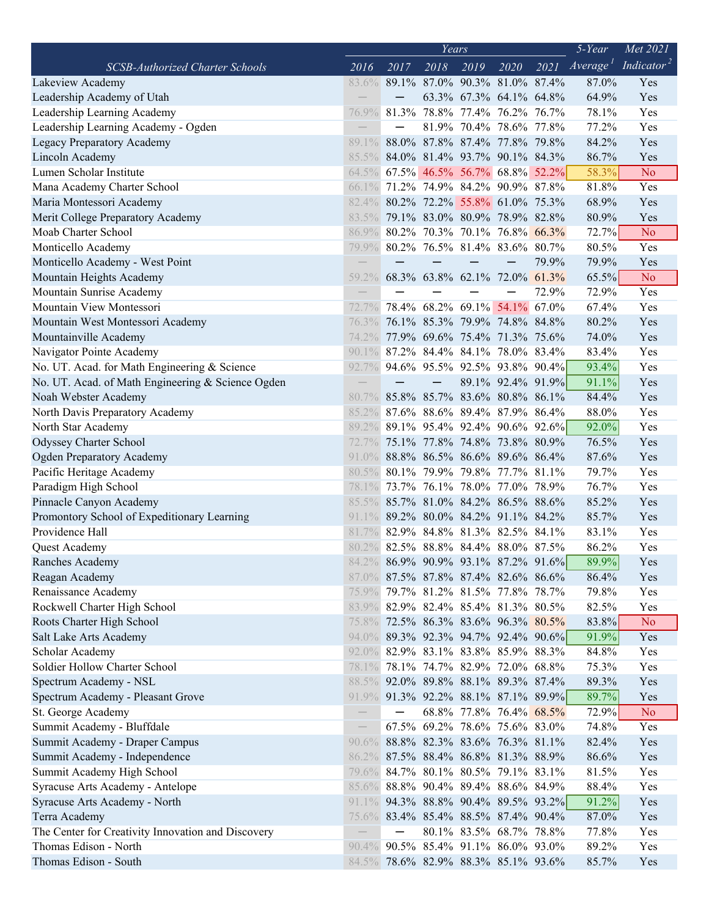| SCSB-Authorized Charter Schools | Years | | | | | | 5-Year Average[1] | Met 2021 Indicator[2] |
|---|---|---|---|---|---|---|---|---|
| | 2016 | 2017 | 2018 | 2019 | 2020 | 2021 | | |
| Lakeview Academy | 83.6% | 89.1% | 87.0% | 90.3% | 81.0% | 87.4% | 87.0% | Yes |
| Leadership Academy of Utah | — | — | 63.3% | 67.3% | 64.1% | 64.8% | 64.9% | Yes |
| Leadership Learning Academy | 76.9% | 81.3% | 78.8% | 77.4% | 76.2% | 76.7% | 78.1% | Yes |
| Leadership Learning Academy - Ogden | — | — | 81.9% | 70.4% | 78.6% | 77.8% | 77.2% | Yes |
| Legacy Preparatory Academy | 89.1% | 88.0% | 87.8% | 87.4% | 77.8% | 79.8% | 84.2% | Yes |
| Lincoln Academy | 85.5% | 84.0% | 81.4% | 93.7% | 90.1% | 84.3% | 86.7% | Yes |
| Lumen Scholar Institute | 64.5% | 67.5% | 46.5% | 56.7% | 68.8% | 52.2% | 58.3% | No |
| Mana Academy Charter School | 66.1% | 71.2% | 74.9% | 84.2% | 90.9% | 87.8% | 81.8% | Yes |
| Maria Montessori Academy | 82.4% | 80.2% | 72.2% | 55.8% | 61.0% | 75.3% | 68.9% | Yes |
| Merit College Preparatory Academy | 83.5% | 79.1% | 83.0% | 80.9% | 78.9% | 82.8% | 80.9% | Yes |
| Moab Charter School | 86.9% | 80.2% | 70.3% | 70.1% | 76.8% | 66.3% | 72.7% | No |
| Monticello Academy | 79.9% | 80.2% | 76.5% | 81.4% | 83.6% | 80.7% | 80.5% | Yes |
| Monticello Academy - West Point | — | — | — | — | — | 79.9% | 79.9% | Yes |
| Mountain Heights Academy | 59.2% | 68.3% | 63.8% | 62.1% | 72.0% | 61.3% | 65.5% | No |
| Mountain Sunrise Academy | — | — | — | — | — | 72.9% | 72.9% | Yes |
| Mountain View Montessori | 72.7% | 78.4% | 68.2% | 69.1% | 54.1% | 67.0% | 67.4% | Yes |
| Mountain West Montessori Academy | 76.3% | 76.1% | 85.3% | 79.9% | 74.8% | 84.8% | 80.2% | Yes |
| Mountainville Academy | 74.2% | 77.9% | 69.6% | 75.4% | 71.3% | 75.6% | 74.0% | Yes |
| Navigator Pointe Academy | 90.1% | 87.2% | 84.4% | 84.1% | 78.0% | 83.4% | 83.4% | Yes |
| No. UT. Acad. for Math Engineering & Science | 92.7% | 94.6% | 95.5% | 92.5% | 93.8% | 90.4% | 93.4% | Yes |
| No. UT. Acad. of Math Engineering & Science Ogden | — | — | — | 89.1% | 92.4% | 91.9% | 91.1% | Yes |
| Noah Webster Academy | 80.7% | 85.8% | 85.7% | 83.6% | 80.8% | 86.1% | 84.4% | Yes |
| North Davis Preparatory Academy | 85.2% | 87.6% | 88.6% | 89.4% | 87.9% | 86.4% | 88.0% | Yes |
| North Star Academy | 89.2% | 89.1% | 95.4% | 92.4% | 90.6% | 92.6% | 92.0% | Yes |
| Odyssey Charter School | 72.7% | 75.1% | 77.8% | 74.8% | 73.8% | 80.9% | 76.5% | Yes |
| Ogden Preparatory Academy | 91.0% | 88.8% | 86.5% | 86.6% | 89.6% | 86.4% | 87.6% | Yes |
| Pacific Heritage Academy | 80.5% | 80.1% | 79.9% | 79.8% | 77.7% | 81.1% | 79.7% | Yes |
| Paradigm High School | 78.1% | 73.7% | 76.1% | 78.0% | 77.0% | 78.9% | 76.7% | Yes |
| Pinnacle Canyon Academy | 85.5% | 85.7% | 81.0% | 84.2% | 86.5% | 88.6% | 85.2% | Yes |
| Promontory School of Expeditionary Learning | 91.1% | 89.2% | 80.0% | 84.2% | 91.1% | 84.2% | 85.7% | Yes |
| Providence Hall | 81.7% | 82.9% | 84.8% | 81.3% | 82.5% | 84.1% | 83.1% | Yes |
| Quest Academy | 80.2% | 82.5% | 88.8% | 84.4% | 88.0% | 87.5% | 86.2% | Yes |
| Ranches Academy | 84.2% | 86.9% | 90.9% | 93.1% | 87.2% | 91.6% | 89.9% | Yes |
| Reagan Academy | 87.0% | 87.5% | 87.8% | 87.4% | 82.6% | 86.6% | 86.4% | Yes |
| Renaissance Academy | 75.9% | 79.7% | 81.2% | 81.5% | 77.8% | 78.7% | 79.8% | Yes |
| Rockwell Charter High School | 83.9% | 82.9% | 82.4% | 85.4% | 81.3% | 80.5% | 82.5% | Yes |
| Roots Charter High School | 75.8% | 72.5% | 86.3% | 83.6% | 96.3% | 80.5% | 83.8% | No |
| Salt Lake Arts Academy | 94.0% | 89.3% | 92.3% | 94.7% | 92.4% | 90.6% | 91.9% | Yes |
| Scholar Academy | 92.0% | 82.9% | 83.1% | 83.8% | 85.9% | 88.3% | 84.8% | Yes |
| Soldier Hollow Charter School | 78.1% | 78.1% | 74.7% | 82.9% | 72.0% | 68.8% | 75.3% | Yes |
| Spectrum Academy - NSL | 88.5% | 92.0% | 89.8% | 88.1% | 89.3% | 87.4% | 89.3% | Yes |
| Spectrum Academy - Pleasant Grove | 91.9% | 91.3% | 92.2% | 88.1% | 87.1% | 89.9% | 89.7% | Yes |
| St. George Academy | — | — | 68.8% | 77.8% | 76.4% | 68.5% | 72.9% | No |
| Summit Academy - Bluffdale | — | 67.5% | 69.2% | 78.6% | 75.6% | 83.0% | 74.8% | Yes |
| Summit Academy - Draper Campus | 90.6% | 88.8% | 82.3% | 83.6% | 76.3% | 81.1% | 82.4% | Yes |
| Summit Academy - Independence | 86.2% | 87.5% | 88.4% | 86.8% | 81.3% | 88.9% | 86.6% | Yes |
| Summit Academy High School | 79.6% | 84.7% | 80.1% | 80.5% | 79.1% | 83.1% | 81.5% | Yes |
| Syracuse Arts Academy - Antelope | 85.6% | 88.8% | 90.4% | 89.4% | 88.6% | 84.9% | 88.4% | Yes |
| Syracuse Arts Academy - North | 91.1% | 94.3% | 88.8% | 90.4% | 89.5% | 93.2% | 91.2% | Yes |
| Terra Academy | 75.6% | 83.4% | 85.4% | 88.5% | 87.4% | 90.4% | 87.0% | Yes |
| The Center for Creativity Innovation and Discovery | — | — | 80.1% | 83.5% | 68.7% | 78.8% | 77.8% | Yes |
| Thomas Edison - North | 90.4% | 90.5% | 85.4% | 91.1% | 86.0% | 93.0% | 89.2% | Yes |
| Thomas Edison - South | 84.5% | 78.6% | 82.9% | 88.3% | 85.1% | 93.6% | 85.7% | Yes |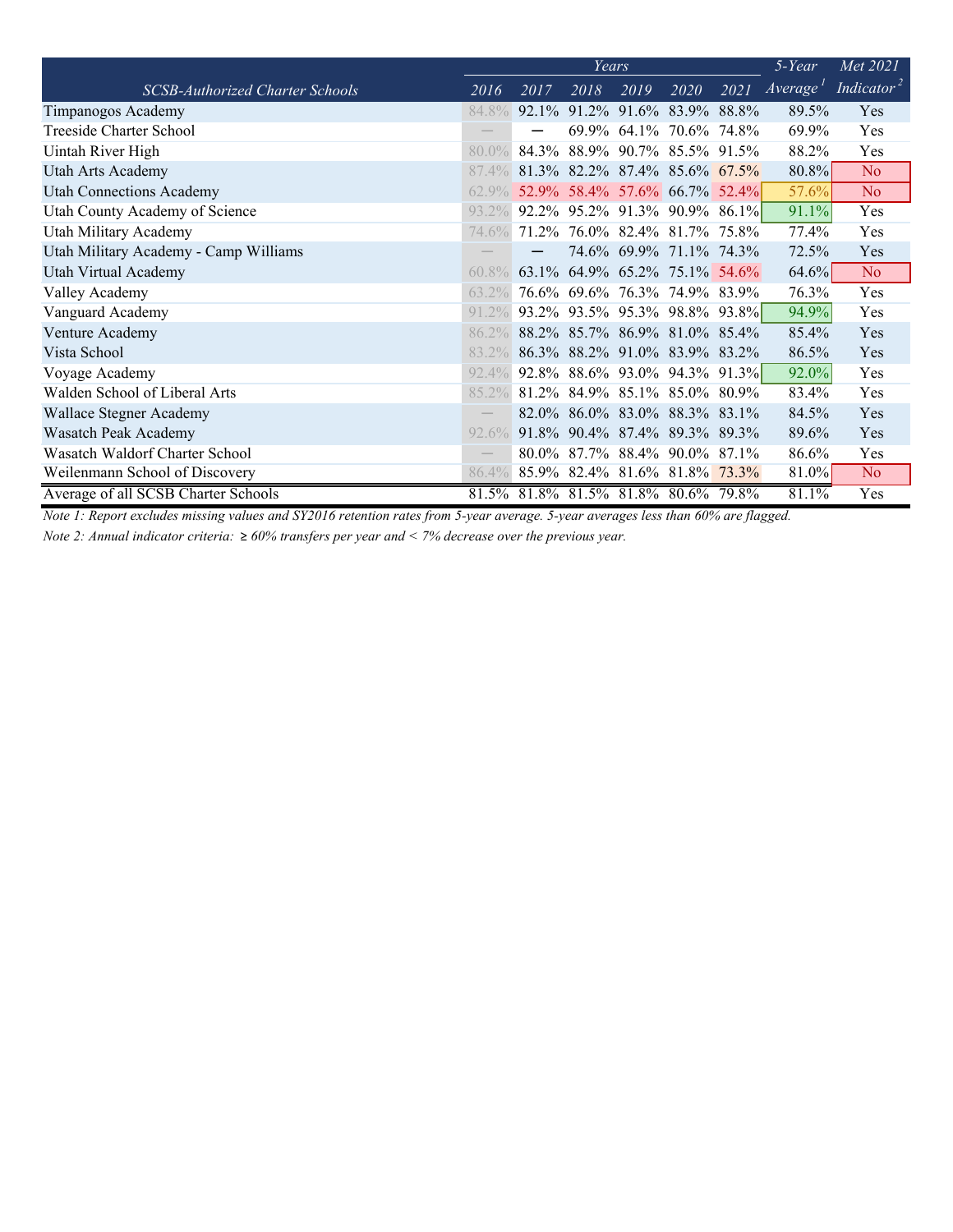| SCSB-Authorized Charter Schools | Years | | | | | | 5-Year Average [1] | Met 2021 Indicator [2] |
|---|---|---|---|---|---|---|---|---|
| | 2016 | 2017 | 2018 | 2019 | 2020 | 2021 | | |
| Timpanogos Academy | 84.8% | 92.1% | 91.2% | 91.6% | 83.9% | 88.8% | 89.5% | Yes |
| Treeside Charter School | — | — | 69.9% | 64.1% | 70.6% | 74.8% | 69.9% | Yes |
| Uintah River High | 80.0% | 84.3% | 88.9% | 90.7% | 85.5% | 91.5% | 88.2% | Yes |
| Utah Arts Academy | 87.4% | 81.3% | 82.2% | 87.4% | 85.6% | 67.5% | 80.8% | No |
| Utah Connections Academy | 62.9% | 52.9% | 58.4% | 57.6% | 66.7% | 52.4% | 57.6% | No |
| Utah County Academy of Science | 93.2% | 92.2% | 95.2% | 91.3% | 90.9% | 86.1% | 91.1% | Yes |
| Utah Military Academy | 74.6% | 71.2% | 76.0% | 82.4% | 81.7% | 75.8% | 77.4% | Yes |
| Utah Military Academy - Camp Williams | — | — | 74.6% | 69.9% | 71.1% | 74.3% | 72.5% | Yes |
| Utah Virtual Academy | 60.8% | 63.1% | 64.9% | 65.2% | 75.1% | 54.6% | 64.6% | No |
| Valley Academy | 63.2% | 76.6% | 69.6% | 76.3% | 74.9% | 83.9% | 76.3% | Yes |
| Vanguard Academy | 91.2% | 93.2% | 93.5% | 95.3% | 98.8% | 93.8% | 94.9% | Yes |
| Venture Academy | 86.2% | 88.2% | 85.7% | 86.9% | 81.0% | 85.4% | 85.4% | Yes |
| Vista School | 83.2% | 86.3% | 88.2% | 91.0% | 83.9% | 83.2% | 86.5% | Yes |
| Voyage Academy | 92.4% | 92.8% | 88.6% | 93.0% | 94.3% | 91.3% | 92.0% | Yes |
| Walden School of Liberal Arts | 85.2% | 81.2% | 84.9% | 85.1% | 85.0% | 80.9% | 83.4% | Yes |
| Wallace Stegner Academy | — | 82.0% | 86.0% | 83.0% | 88.3% | 83.1% | 84.5% | Yes |
| Wasatch Peak Academy | 92.6% | 91.8% | 90.4% | 87.4% | 89.3% | 89.3% | 89.6% | Yes |
| Wasatch Waldorf Charter School | — | 80.0% | 87.7% | 88.4% | 90.0% | 87.1% | 86.6% | Yes |
| Weilenmann School of Discovery | 86.4% | 85.9% | 82.4% | 81.6% | 81.8% | 73.3% | 81.0% | No |
| Average of all SCSB Charter Schools | 81.5% | 81.8% | 81.5% | 81.8% | 80.6% | 79.8% | 81.1% | Yes |

*Note 1: Report excludes missing values and SY2016 retention rates from 5-year average. 5-year averages less than 60% are flagged.*

*Note 2: Annual indicator criteria: ≥ 60% transfers per year and < 7% decrease over the previous year.*